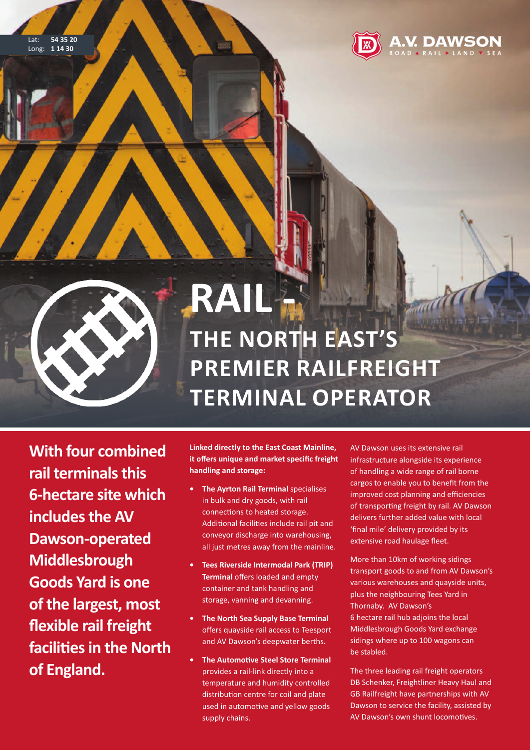Lat: **54 35 20**
Long: **1 14 30**

A.V. DAWSON
ROAD ▲ RAIL ▶ LAND ▼ SEA

# RAIL - THE NORTH EAST'S PREMIER RAILFREIGHT TERMINAL OPERATOR

**With four combined rail terminals this 6-hectare site which includes the AV Dawson-operated Middlesbrough Goods Yard is one of the largest, most flexible rail freight facilities in the North of England.**

**Linked directly to the East Coast Mainline, it offers unique and market specific freight handling and storage:**

- **The Ayrton Rail Terminal** specialises in bulk and dry goods, with rail connections to heated storage. Additional facilities include rail pit and conveyor discharge into warehousing, all just metres away from the mainline.
- **Tees Riverside Intermodal Park (TRIP) Terminal** offers loaded and empty container and tank handling and storage, vanning and devanning.
- **The North Sea Supply Base Terminal** offers quayside rail access to Teesport and AV Dawson's deepwater berths.
- **The Automotive Steel Store Terminal** provides a rail-link directly into a temperature and humidity controlled distribution centre for coil and plate used in automotive and yellow goods supply chains.

AV Dawson uses its extensive rail infrastructure alongside its experience of handling a wide range of rail borne cargos to enable you to benefit from the improved cost planning and efficiencies of transporting freight by rail. AV Dawson delivers further added value with local 'final mile' delivery provided by its extensive road haulage fleet.

More than 10km of working sidings transport goods to and from AV Dawson's various warehouses and quayside units, plus the neighbouring Tees Yard in Thornaby. AV Dawson's 6 hectare rail hub adjoins the local Middlesbrough Goods Yard exchange sidings where up to 100 wagons can be stabled.

The three leading rail freight operators DB Schenker, Freightliner Heavy Haul and GB Railfreight have partnerships with AV Dawson to service the facility, assisted by AV Dawson's own shunt locomotives.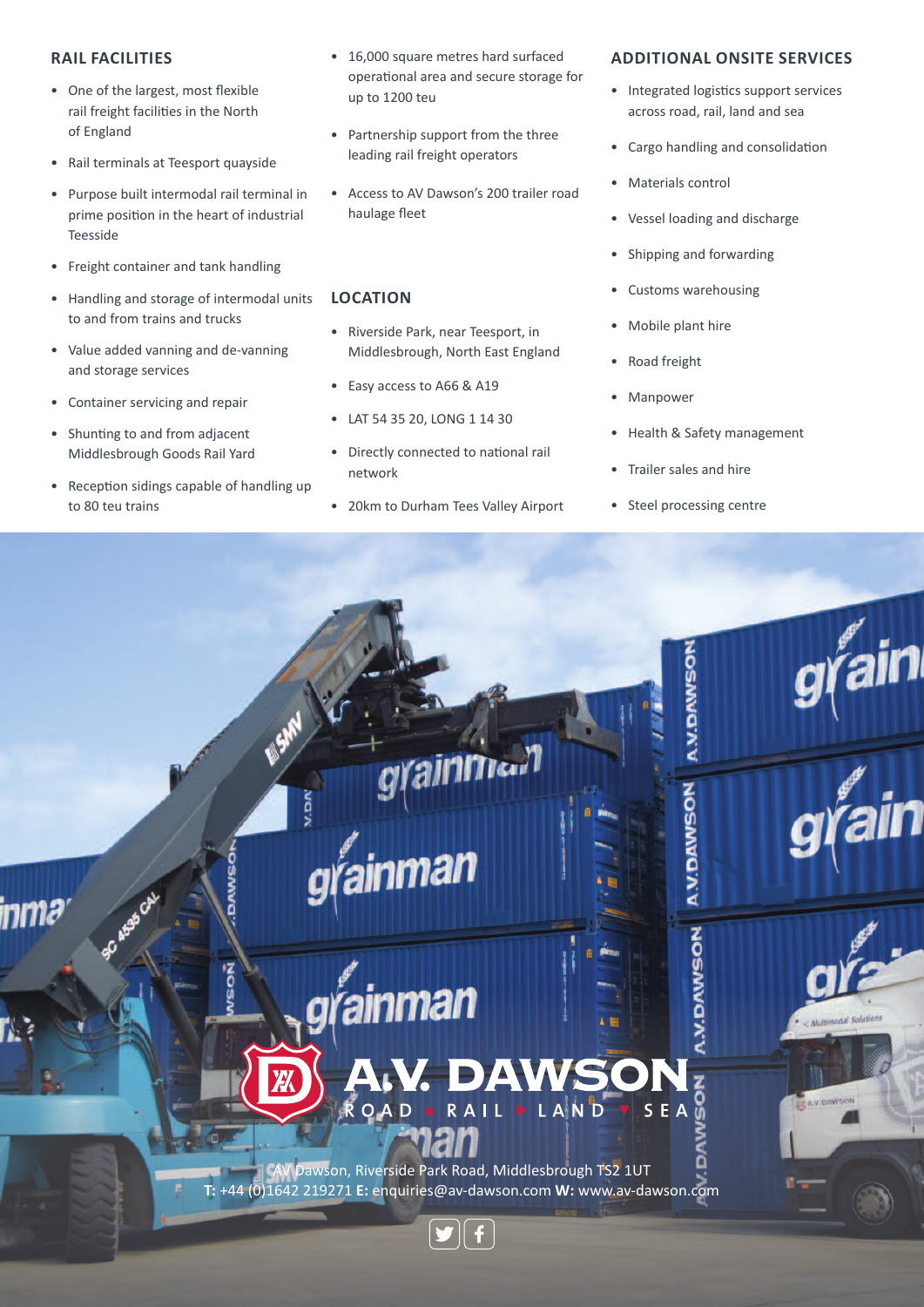## RAIL FACILITIES

- One of the largest, most flexible rail freight facilities in the North of England
- Rail terminals at Teesport quayside
- Purpose built intermodal rail terminal in prime position in the heart of industrial Teesside
- Freight container and tank handling
- Handling and storage of intermodal units to and from trains and trucks
- Value added vanning and de-vanning and storage services
- Container servicing and repair
- Shunting to and from adjacent Middlesbrough Goods Rail Yard
- Reception sidings capable of handling up to 80 teu trains
- 16,000 square metres hard surfaced operational area and secure storage for up to 1200 teu
- Partnership support from the three leading rail freight operators
- Access to AV Dawson's 200 trailer road haulage fleet

## LOCATION

- Riverside Park, near Teesport, in Middlesbrough, North East England
- Easy access to A66 & A19
- LAT 54 35 20, LONG 1 14 30
- Directly connected to national rail network
- 20km to Durham Tees Valley Airport

## ADDITIONAL ONSITE SERVICES

- Integrated logistics support services across road, rail, land and sea
- Cargo handling and consolidation
- Materials control
- Vessel loading and discharge
- Shipping and forwarding
- Customs warehousing
- Mobile plant hire
- Road freight
- Manpower
- Health & Safety management
- Trailer sales and hire
- Steel processing centre

**A.V. DAWSON**

ROAD ▲ RAIL ▶ LAND ▼ SEA

AV Dawson, Riverside Park Road, Middlesbrough TS2 1UT

**T:** +44 (0)1642 219271 **E:** enquiries@av-dawson.com **W:** www.av-dawson.com